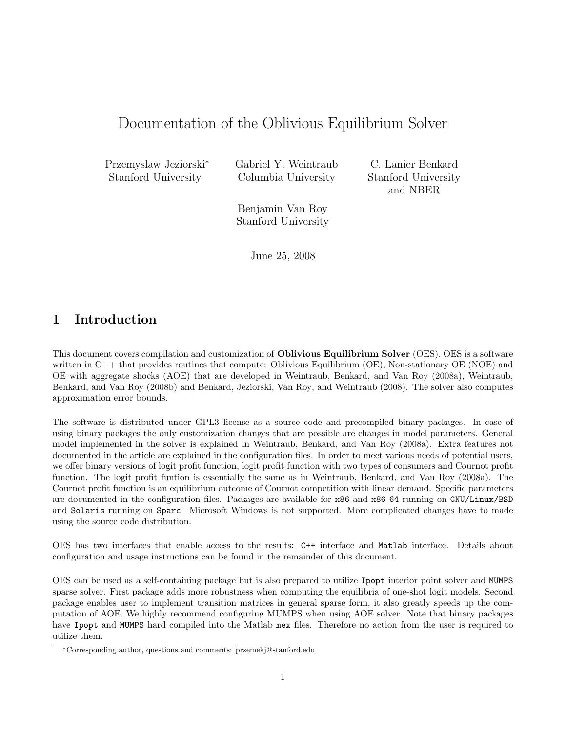# Documentation of the Oblivious Equilibrium Solver

Przemyslaw Jeziorski[*]
Stanford University

Gabriel Y. Weintraub
Columbia University

C. Lanier Benkard
Stanford University
and NBER

Benjamin Van Roy
Stanford University

June 25, 2008

## 1 Introduction

This document covers compilation and customization of **Oblivious Equilibrium Solver** (OES). OES is a software written in C++ that provides routines that compute: Oblivious Equilibrium (OE), Non-stationary OE (NOE) and OE with aggregate shocks (AOE) that are developed in Weintraub, Benkard, and Van Roy (2008a), Weintraub, Benkard, and Van Roy (2008b) and Benkard, Jeziorski, Van Roy, and Weintraub (2008). The solver also computes approximation error bounds.

The software is distributed under GPL3 license as a source code and precompiled binary packages. In case of using binary packages the only customization changes that are possible are changes in model parameters. General model implemented in the solver is explained in Weintraub, Benkard, and Van Roy (2008a). Extra features not documented in the article are explained in the configuration files. In order to meet various needs of potential users, we offer binary versions of logit profit function, logit profit function with two types of consumers and Cournot profit function. The logit profit funtion is essentially the same as in Weintraub, Benkard, and Van Roy (2008a). The Cournot profit function is an equilibrium outcome of Cournot competition with linear demand. Specific parameters are documented in the configuration files. Packages are available for `x86` and `x86_64` running on `GNU/Linux/BSD` and `Solaris` running on `Sparc`. Microsoft Windows is not supported. More complicated changes have to made using the source code distribution.

OES has two interfaces that enable access to the results: `C++` interface and `Matlab` interface. Details about configuration and usage instructions can be found in the remainder of this document.

OES can be used as a self-containing package but is also prepared to utilize `Ipopt` interior point solver and `MUMPS` sparse solver. First package adds more robustness when computing the equilibria of one-shot logit models. Second package enables user to implement transition matrices in general sparse form, it also greatly speeds up the computation of AOE. We highly recommend configuring MUMPS when using AOE solver. Note that binary packages have `Ipopt` and `MUMPS` hard compiled into the Matlab `mex` files. Therefore no action from the user is required to utilize them.

[*]Corresponding author, questions and comments: przemekj@stanford.edu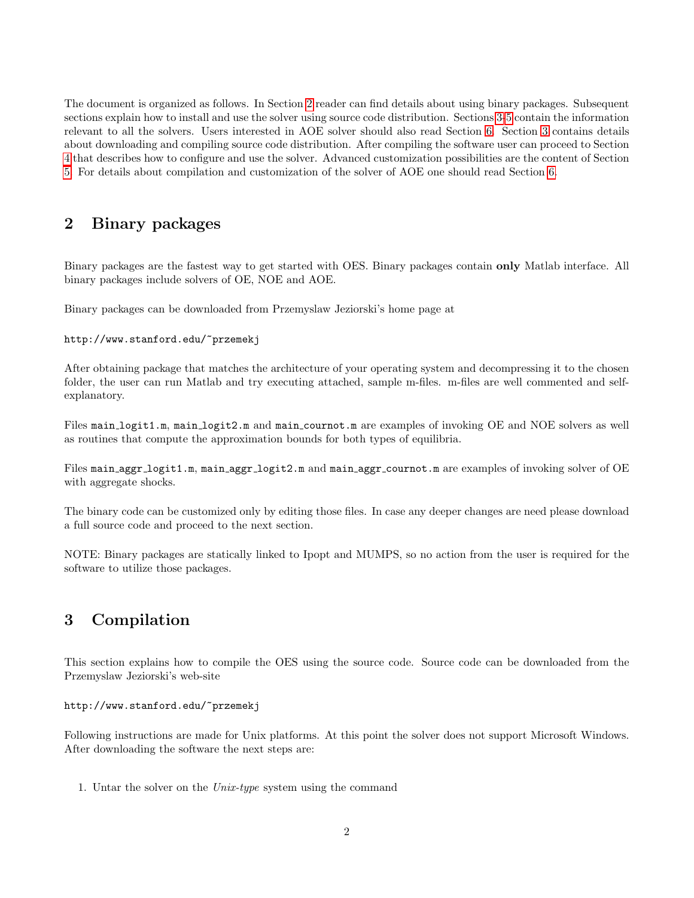The document is organized as follows. In Section 2 reader can find details about using binary packages. Subsequent sections explain how to install and use the solver using source code distribution. Sections 3-5 contain the information relevant to all the solvers. Users interested in AOE solver should also read Section 6. Section 3 contains details about downloading and compiling source code distribution. After compiling the software user can proceed to Section 4 that describes how to configure and use the solver. Advanced customization possibilities are the content of Section 5. For details about compilation and customization of the solver of AOE one should read Section 6.

## 2 Binary packages

Binary packages are the fastest way to get started with OES. Binary packages contain **only** Matlab interface. All binary packages include solvers of OE, NOE and AOE.

Binary packages can be downloaded from Przemyslaw Jeziorski's home page at

```
http://www.stanford.edu/~przemekj
```

After obtaining package that matches the architecture of your operating system and decompressing it to the chosen folder, the user can run Matlab and try executing attached, sample m-files. m-files are well commented and self-explanatory.

Files `main_logit1.m`, `main_logit2.m` and `main_cournot.m` are examples of invoking OE and NOE solvers as well as routines that compute the approximation bounds for both types of equilibria.

Files `main_aggr_logit1.m`, `main_aggr_logit2.m` and `main_aggr_cournot.m` are examples of invoking solver of OE with aggregate shocks.

The binary code can be customized only by editing those files. In case any deeper changes are need please download a full source code and proceed to the next section.

NOTE: Binary packages are statically linked to Ipopt and MUMPS, so no action from the user is required for the software to utilize those packages.

## 3 Compilation

This section explains how to compile the OES using the source code. Source code can be downloaded from the Przemyslaw Jeziorski's web-site

```
http://www.stanford.edu/~przemekj
```

Following instructions are made for Unix platforms. At this point the solver does not support Microsoft Windows. After downloading the software the next steps are:

1. Untar the solver on the *Unix-type* system using the command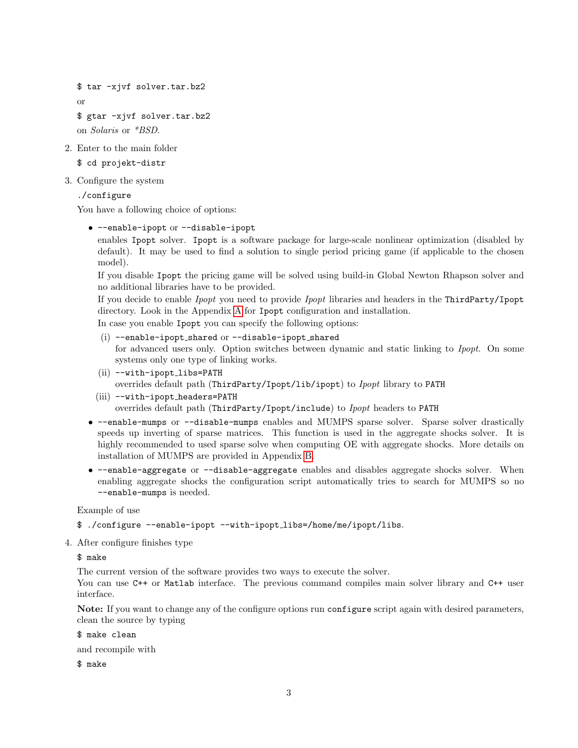```
$ tar -xjvf solver.tar.bz2
```

or

```
$ gtar -xjvf solver.tar.bz2
```

on *Solaris* or *\*BSD*.

2. Enter to the main folder

   ```
   $ cd projekt-distr
   ```

3. Configure the system

   ```
   ./configure
   ```

   You have a following choice of options:

   - `--enable-ipopt` or `--disable-ipopt`
     enables `Ipopt` solver. `Ipopt` is a software package for large-scale nonlinear optimization (disabled by default). It may be used to find a solution to single period pricing game (if applicable to the chosen model).

     If you disable `Ipopt` the pricing game will be solved using build-in Global Newton Rhapson solver and no additional libraries have to be provided.

     If you decide to enable *Ipopt* you need to provide *Ipopt* libraries and headers in the `ThirdParty/Ipopt` directory. Look in the Appendix A for `Ipopt` configuration and installation.

     In case you enable `Ipopt` you can specify the following options:

     (i) `--enable-ipopt_shared` or `--disable-ipopt_shared`
     for advanced users only. Option switches between dynamic and static linking to *Ipopt*. On some systems only one type of linking works.

     (ii) `--with-ipopt_libs=PATH`
     overrides default path (`ThirdParty/Ipopt/lib/ipopt`) to *Ipopt* library to `PATH`

     (iii) `--with-ipopt_headers=PATH`
     overrides default path (`ThirdParty/Ipopt/include`) to *Ipopt* headers to `PATH`

   - `--enable-mumps` or `--disable-mumps` enables and MUMPS sparse solver. Sparse solver drastically speeds up inverting of sparse matrices. This function is used in the aggregate shocks solver. It is highly recommended to used sparse solve when computing OE with aggregate shocks. More details on installation of MUMPS are provided in Appendix B.

   - `--enable-aggregate` or `--disable-aggregate` enables and disables aggregate shocks solver. When enabling aggregate shocks the configuration script automatically tries to search for MUMPS so no `--enable-mumps` is needed.

   Example of use

   ```
   $ ./configure --enable-ipopt --with-ipopt_libs=/home/me/ipopt/libs.
   ```

4. After configure finishes type

   ```
   $ make
   ```

   The current version of the software provides two ways to execute the solver.
   You can use `C++` or `Matlab` interface. The previous command compiles main solver library and `C++` user interface.

   **Note:** If you want to change any of the configure options run `configure` script again with desired parameters, clean the source by typing

   ```
   $ make clean
   ```

   and recompile with

   ```
   $ make
   ```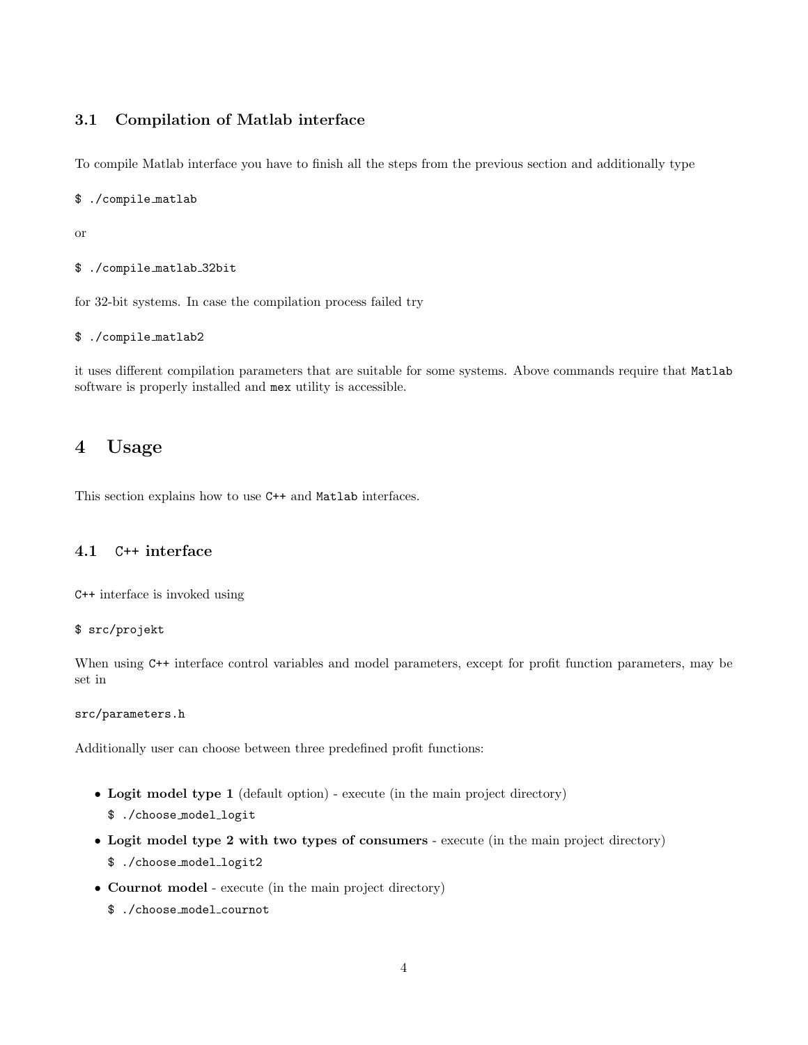### 3.1 Compilation of Matlab interface

To compile Matlab interface you have to finish all the steps from the previous section and additionally type

```
$ ./compile_matlab
```

or

```
$ ./compile_matlab_32bit
```

for 32-bit systems. In case the compilation process failed try

```
$ ./compile_matlab2
```

it uses different compilation parameters that are suitable for some systems. Above commands require that `Matlab` software is properly installed and `mex` utility is accessible.

# 4 Usage

This section explains how to use `C++` and `Matlab` interfaces.

### 4.1 `C++` interface

`C++` interface is invoked using

```
$ src/projekt
```

When using `C++` interface control variables and model parameters, except for profit function parameters, may be set in

```
src/parameters.h
```

Additionally user can choose between three predefined profit functions:

- **Logit model type 1** (default option) - execute (in the main project directory)

  ```
  $ ./choose_model_logit
  ```

- **Logit model type 2 with two types of consumers** - execute (in the main project directory)

  ```
  $ ./choose_model_logit2
  ```

- **Cournot model** - execute (in the main project directory)

  ```
  $ ./choose_model_cournot
  ```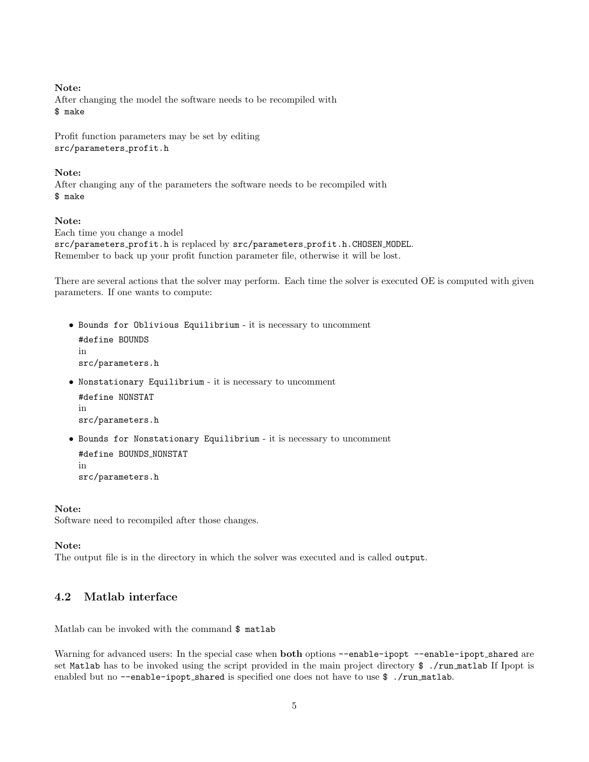**Note:**
After changing the model the software needs to be recompiled with
`$ make`

Profit function parameters may be set by editing
`src/parameters_profit.h`

**Note:**
After changing any of the parameters the software needs to be recompiled with
`$ make`

**Note:**
Each time you change a model
`src/parameters_profit.h` is replaced by `src/parameters_profit.h.CHOSEN_MODEL`.
Remember to back up your profit function parameter file, otherwise it will be lost.

There are several actions that the solver may perform. Each time the solver is executed OE is computed with given parameters. If one wants to compute:

- `Bounds for Oblivious Equilibrium` - it is necessary to uncomment
  `#define BOUNDS`
  in
  `src/parameters.h`
- `Nonstationary Equilibrium` - it is necessary to uncomment
  `#define NONSTAT`
  in
  `src/parameters.h`
- `Bounds for Nonstationary Equilibrium` - it is necessary to uncomment
  `#define BOUNDS_NONSTAT`
  in
  `src/parameters.h`

**Note:**
Software need to recompiled after those changes.

**Note:**
The output file is in the directory in which the solver was executed and is called `output`.

## 4.2 Matlab interface

Matlab can be invoked with the command `$ matlab`

Warning for advanced users: In the special case when **both** options `--enable-ipopt --enable-ipopt_shared` are set `Matlab` has to be invoked using the script provided in the main project directory `$ ./run_matlab` If Ipopt is enabled but no `--enable-ipopt_shared` is specified one does not have to use `$ ./run_matlab`.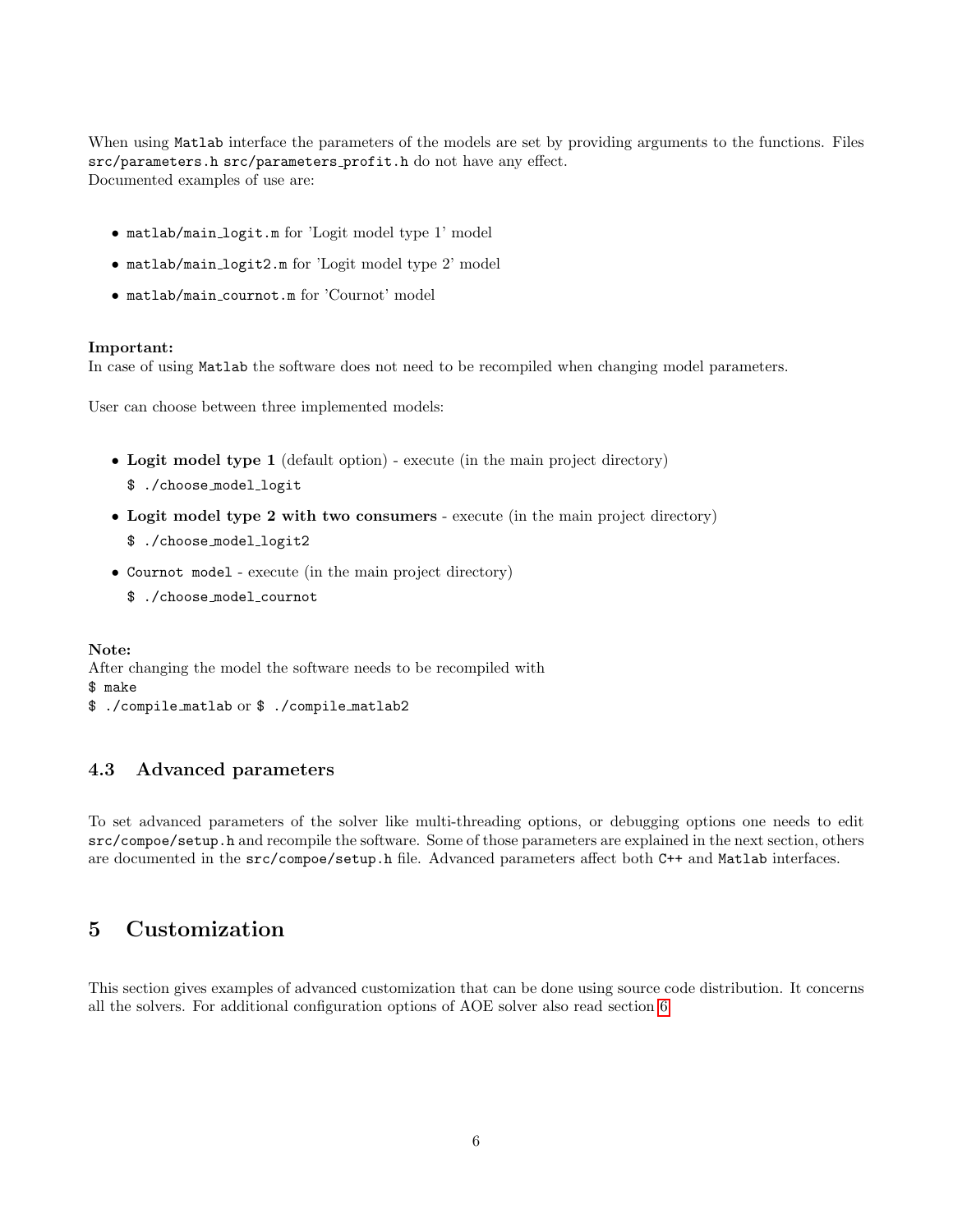When using `Matlab` interface the parameters of the models are set by providing arguments to the functions. Files `src/parameters.h` `src/parameters_profit.h` do not have any effect.
Documented examples of use are:

- `matlab/main_logit.m` for 'Logit model type 1' model
- `matlab/main_logit2.m` for 'Logit model type 2' model
- `matlab/main_cournot.m` for 'Cournot' model

**Important:**
In case of using `Matlab` the software does not need to be recompiled when changing model parameters.

User can choose between three implemented models:

- **Logit model type 1** (default option) - execute (in the main project directory)
  `$ ./choose_model_logit`
- **Logit model type 2 with two consumers** - execute (in the main project directory)
  `$ ./choose_model_logit2`
- `Cournot model` - execute (in the main project directory)
  `$ ./choose_model_cournot`

**Note:**
After changing the model the software needs to be recompiled with
`$ make`
`$ ./compile_matlab` or `$ ./compile_matlab2`

### 4.3 Advanced parameters

To set advanced parameters of the solver like multi-threading options, or debugging options one needs to edit `src/compoe/setup.h` and recompile the software. Some of those parameters are explained in the next section, others are documented in the `src/compoe/setup.h` file. Advanced parameters affect both `C++` and `Matlab` interfaces.

## 5 Customization

This section gives examples of advanced customization that can be done using source code distribution. It concerns all the solvers. For additional configuration options of AOE solver also read section 6.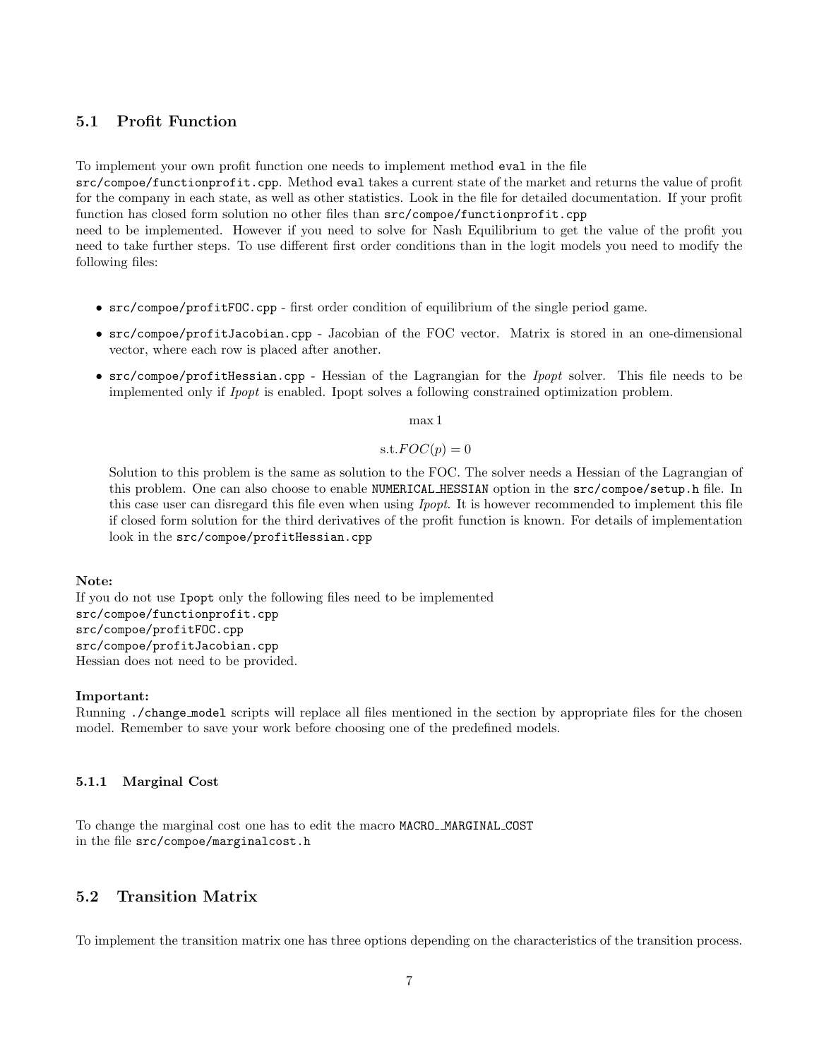## 5.1 Profit Function

To implement your own profit function one needs to implement method `eval` in the file `src/compoe/functionprofit.cpp`. Method `eval` takes a current state of the market and returns the value of profit for the company in each state, as well as other statistics. Look in the file for detailed documentation. If your profit function has closed form solution no other files than `src/compoe/functionprofit.cpp` need to be implemented. However if you need to solve for Nash Equilibrium to get the value of the profit you need to take further steps. To use different first order conditions than in the logit models you need to modify the following files:

- `src/compoe/profitFOC.cpp` - first order condition of equilibrium of the single period game.
- `src/compoe/profitJacobian.cpp` - Jacobian of the FOC vector. Matrix is stored in an one-dimensional vector, where each row is placed after another.
- `src/compoe/profitHessian.cpp` - Hessian of the Lagrangian for the *Ipopt* solver. This file needs to be implemented only if *Ipopt* is enabled. Ipopt solves a following constrained optimization problem.

$$\max 1$$

$$\text{s.t.} FOC(p) = 0$$

Solution to this problem is the same as solution to the FOC. The solver needs a Hessian of the Lagrangian of this problem. One can also choose to enable `NUMERICAL_HESSIAN` option in the `src/compoe/setup.h` file. In this case user can disregard this file even when using *Ipopt*. It is however recommended to implement this file if closed form solution for the third derivatives of the profit function is known. For details of implementation look in the `src/compoe/profitHessian.cpp`

**Note:**
If you do not use `Ipopt` only the following files need to be implemented
`src/compoe/functionprofit.cpp`
`src/compoe/profitFOC.cpp`
`src/compoe/profitJacobian.cpp`
Hessian does not need to be provided.

**Important:**
Running `./change_model` scripts will replace all files mentioned in the section by appropriate files for the chosen model. Remember to save your work before choosing one of the predefined models.

### 5.1.1 Marginal Cost

To change the marginal cost one has to edit the macro `MACRO_MARGINAL_COST` in the file `src/compoe/marginalcost.h`

## 5.2 Transition Matrix

To implement the transition matrix one has three options depending on the characteristics of the transition process.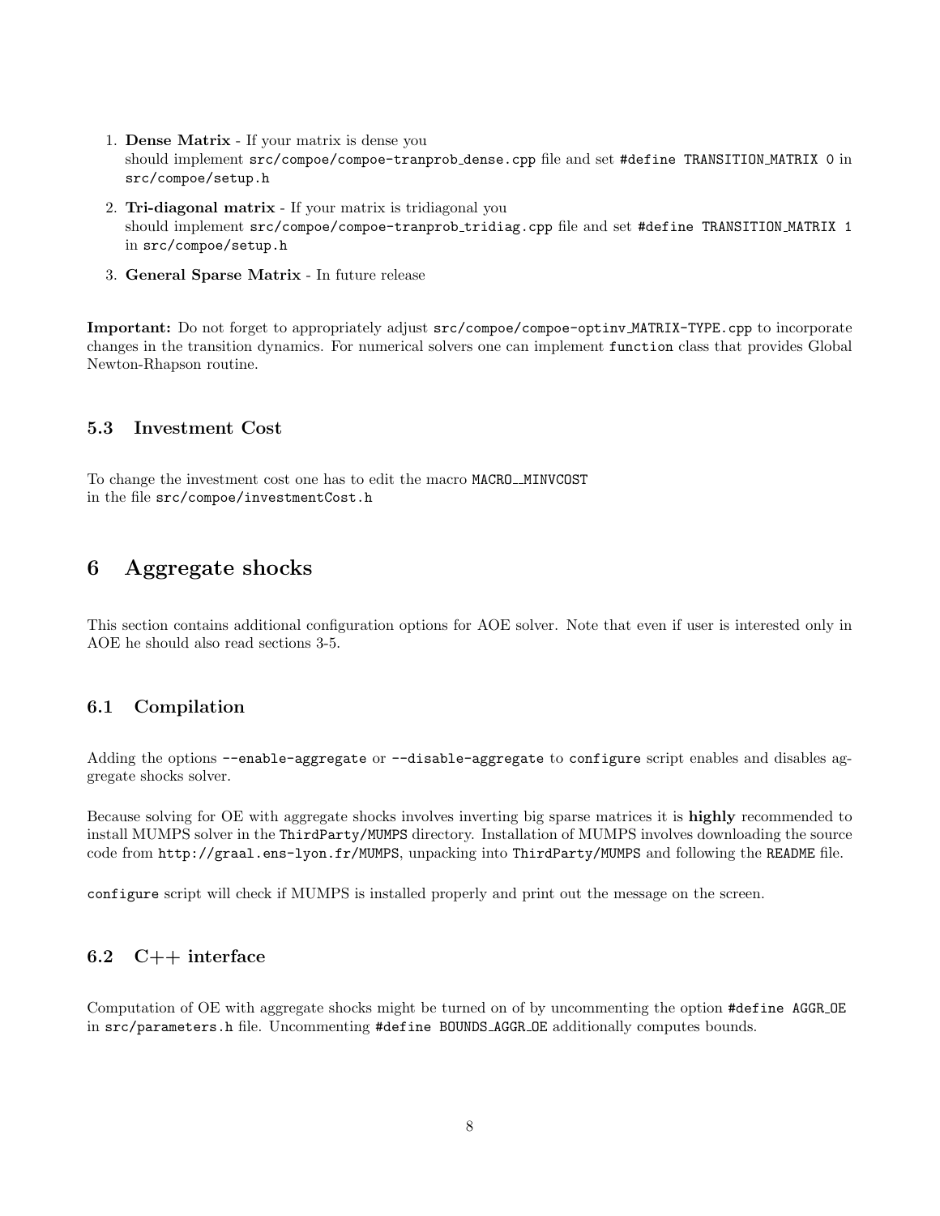1. **Dense Matrix** - If your matrix is dense you
   should implement `src/compoe/compoe-tranprob_dense.cpp` file and set `#define TRANSITION_MATRIX 0` in `src/compoe/setup.h`
2. **Tri-diagonal matrix** - If your matrix is tridiagonal you
   should implement `src/compoe/compoe-tranprob_tridiag.cpp` file and set `#define TRANSITION_MATRIX 1` in `src/compoe/setup.h`
3. **General Sparse Matrix** - In future release

**Important:** Do not forget to appropriately adjust `src/compoe/compoe-optinv_MATRIX-TYPE.cpp` to incorporate changes in the transition dynamics. For numerical solvers one can implement `function` class that provides Global Newton-Rhapson routine.

### 5.3 Investment Cost

To change the investment cost one has to edit the macro `MACRO__MINVCOST`
in the file `src/compoe/investmentCost.h`

## 6 Aggregate shocks

This section contains additional configuration options for AOE solver. Note that even if user is interested only in AOE he should also read sections 3-5.

### 6.1 Compilation

Adding the options `--enable-aggregate` or `--disable-aggregate` to `configure` script enables and disables aggregate shocks solver.

Because solving for OE with aggregate shocks involves inverting big sparse matrices it is **highly** recommended to install MUMPS solver in the `ThirdParty/MUMPS` directory. Installation of MUMPS involves downloading the source code from `http://graal.ens-lyon.fr/MUMPS`, unpacking into `ThirdParty/MUMPS` and following the `README` file.

`configure` script will check if MUMPS is installed properly and print out the message on the screen.

### 6.2 C++ interface

Computation of OE with aggregate shocks might be turned on of by uncommenting the option `#define AGGR_OE` in `src/parameters.h` file. Uncommenting `#define BOUNDS_AGGR_OE` additionally computes bounds.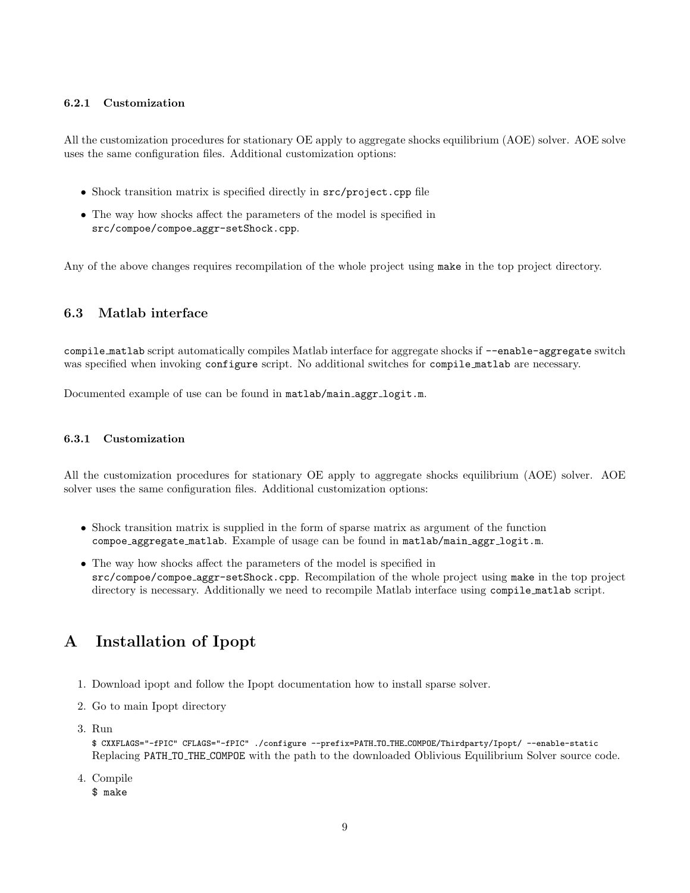#### 6.2.1 Customization

All the customization procedures for stationary OE apply to aggregate shocks equilibrium (AOE) solver. AOE solve uses the same configuration files. Additional customization options:

- Shock transition matrix is specified directly in `src/project.cpp` file
- The way how shocks affect the parameters of the model is specified in `src/compoe/compoe_aggr-setShock.cpp`.

Any of the above changes requires recompilation of the whole project using `make` in the top project directory.

### 6.3 Matlab interface

`compile_matlab` script automatically compiles Matlab interface for aggregate shocks if `--enable-aggregate` switch was specified when invoking `configure` script. No additional switches for `compile_matlab` are necessary.

Documented example of use can be found in `matlab/main_aggr_logit.m`.

#### 6.3.1 Customization

All the customization procedures for stationary OE apply to aggregate shocks equilibrium (AOE) solver. AOE solver uses the same configuration files. Additional customization options:

- Shock transition matrix is supplied in the form of sparse matrix as argument of the function `compoe_aggregate_matlab`. Example of usage can be found in `matlab/main_aggr_logit.m`.
- The way how shocks affect the parameters of the model is specified in `src/compoe/compoe_aggr-setShock.cpp`. Recompilation of the whole project using `make` in the top project directory is necessary. Additionally we need to recompile Matlab interface using `compile_matlab` script.

## A Installation of Ipopt

1. Download ipopt and follow the Ipopt documentation how to install sparse solver.
2. Go to main Ipopt directory
3. Run
   ```
   $ CXXFLAGS="-fPIC" CFLAGS="-fPIC" ./configure --prefix=PATH_TO_THE_COMPOE/Thirdparty/Ipopt/ --enable-static
   ```
   Replacing `PATH_TO_THE_COMPOE` with the path to the downloaded Oblivious Equilibrium Solver source code.
4. Compile
   ```
   $ make
   ```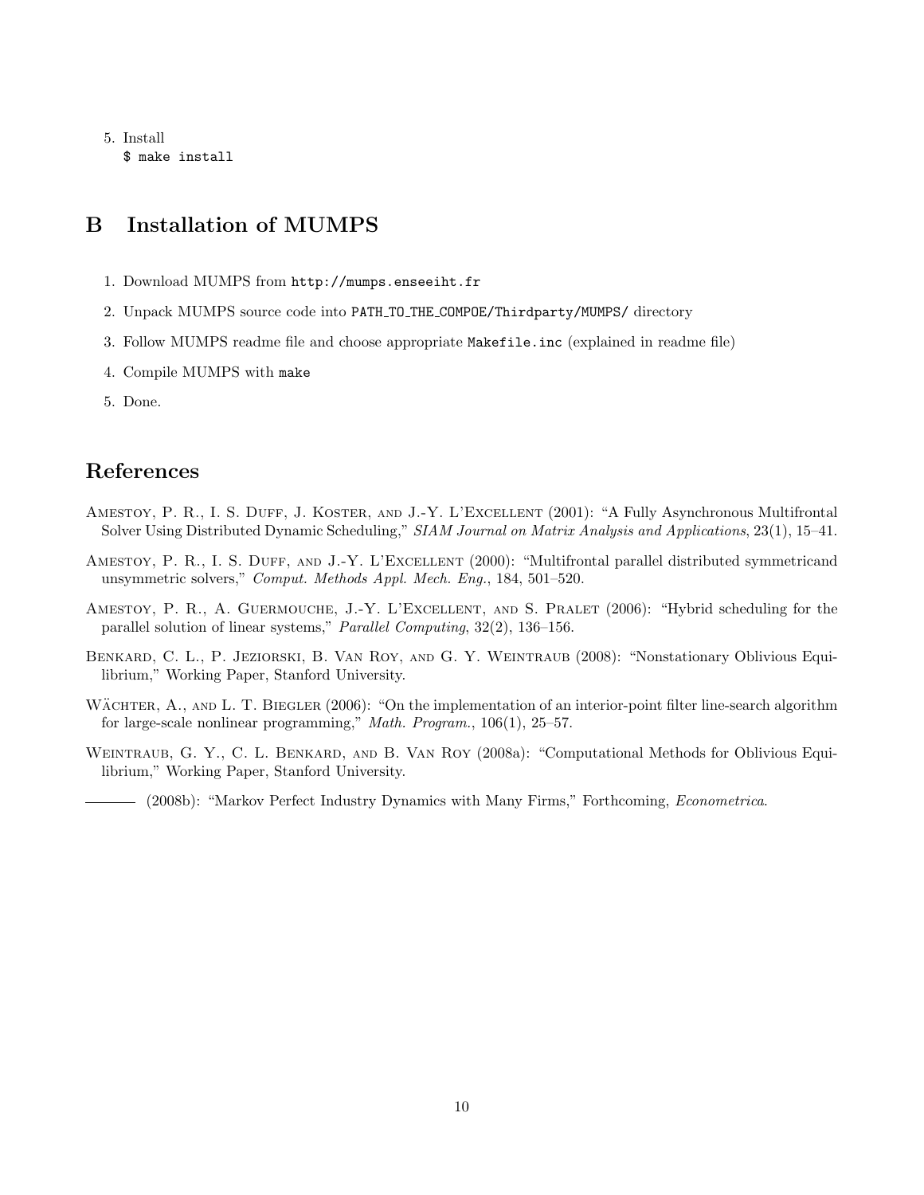5. Install
   `$ make install`

## B Installation of MUMPS

1. Download MUMPS from `http://mumps.enseeiht.fr`
2. Unpack MUMPS source code into `PATH_TO_THE_COMPOE/Thirdparty/MUMPS/` directory
3. Follow MUMPS readme file and choose appropriate `Makefile.inc` (explained in readme file)
4. Compile MUMPS with `make`
5. Done.

## References

Amestoy, P. R., I. S. Duff, J. Koster, and J.-Y. L'Excellent (2001): "A Fully Asynchronous Multifrontal Solver Using Distributed Dynamic Scheduling," *SIAM Journal on Matrix Analysis and Applications*, 23(1), 15–41.

Amestoy, P. R., I. S. Duff, and J.-Y. L'Excellent (2000): "Multifrontal parallel distributed symmetricand unsymmetric solvers," *Comput. Methods Appl. Mech. Eng.*, 184, 501–520.

Amestoy, P. R., A. Guermouche, J.-Y. L'Excellent, and S. Pralet (2006): "Hybrid scheduling for the parallel solution of linear systems," *Parallel Computing*, 32(2), 136–156.

Benkard, C. L., P. Jeziorski, B. Van Roy, and G. Y. Weintraub (2008): "Nonstationary Oblivious Equilibrium," Working Paper, Stanford University.

Wächter, A., and L. T. Biegler (2006): "On the implementation of an interior-point filter line-search algorithm for large-scale nonlinear programming," *Math. Program.*, 106(1), 25–57.

Weintraub, G. Y., C. L. Benkard, and B. Van Roy (2008a): "Computational Methods for Oblivious Equilibrium," Working Paper, Stanford University.

——— (2008b): "Markov Perfect Industry Dynamics with Many Firms," Forthcoming, *Econometrica*.